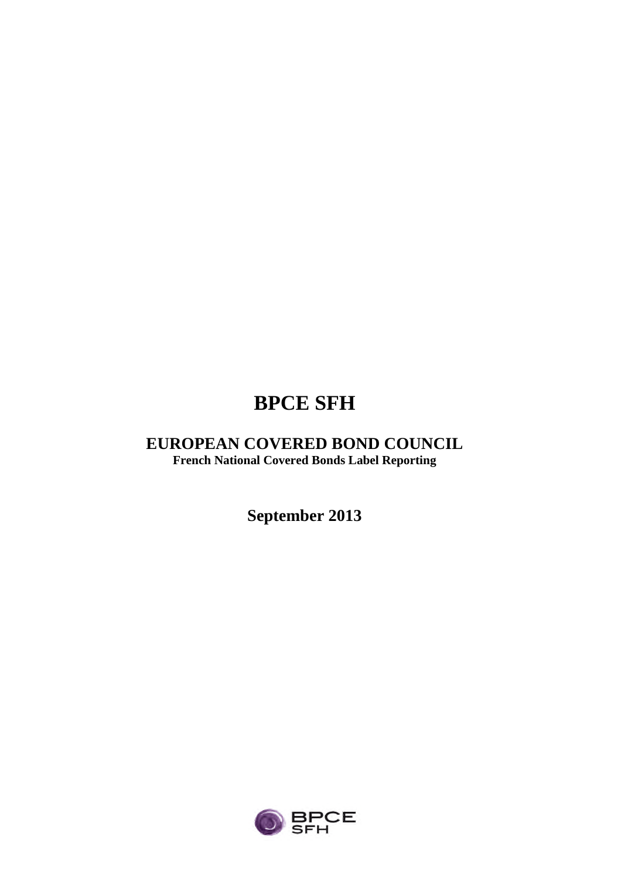# BPCE SFH

## EUROPEAN COVERED BOND COUNCIL

**French National Covered Bonds Label Reporting**

**September 2013**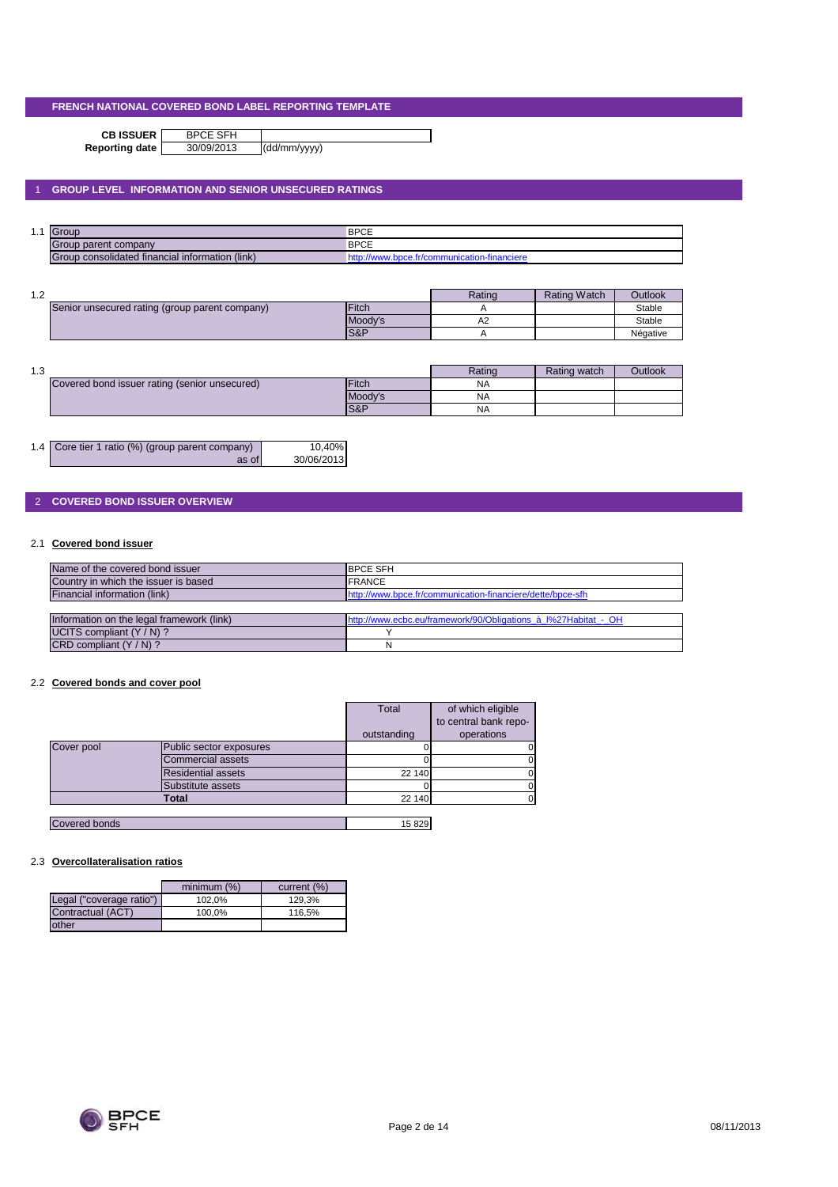# FRENCH NATIONAL COVERED BOND LABEL REPORTING TEMPLATE

| | | |
|---|---|---|
| **CB ISSUER** | BPCE SFH | |
| **Reporting date** | 30/09/2013 | (dd/mm/yyyy) |

## 1 GROUP LEVEL INFORMATION AND SENIOR UNSECURED RATINGS

1.1

| | |
|---|---|
| Group | BPCE |
| Group parent company | BPCE |
| Group consolidated financial information (link) | http://www.bpce.fr/communication-financiere |

1.2

| | | Rating | Rating Watch | Outlook |
|---|---|---|---|---|
| Senior unsecured rating (group parent company) | Fitch | A | | Stable |
| | Moody's | A2 | | Stable |
| | S&P | A | | Négative |

1.3

| | | Rating | Rating watch | Outlook |
|---|---|---|---|---|
| Covered bond issuer rating (senior unsecured) | Fitch | NA | | |
| | Moody's | NA | | |
| | S&P | NA | | |

1.4

| | |
|---|---|
| Core tier 1 ratio (%) (group parent company) | 10,40% |
| as of | 30/06/2013 |

## 2 COVERED BOND ISSUER OVERVIEW

### 2.1 Covered bond issuer

| | |
|---|---|
| Name of the covered bond issuer | BPCE SFH |
| Country in which the issuer is based | FRANCE |
| Financial information (link) | http://www.bpce.fr/communication-financiere/dette/bpce-sfh |

| | |
|---|---|
| Information on the legal framework (link) | http://www.ecbc.eu/framework/90/Obligations_à_l%27Habitat_-_OH |
| UCITS compliant (Y / N) ? | Y |
| CRD compliant (Y / N) ? | N |

### 2.2 Covered bonds and cover pool

| | | Total outstanding | of which eligible to central bank repo-operations |
|---|---|---|---|
| Cover pool | Public sector exposures | 0 | 0 |
| | Commercial assets | 0 | 0 |
| | Residential assets | 22 140 | 0 |
| | Substitute assets | 0 | 0 |
| | **Total** | 22 140 | 0 |

| | |
|---|---|
| Covered bonds | 15 829 |

### 2.3 Overcollateralisation ratios

| | minimum (%) | current (%) |
|---|---|---|
| Legal ("coverage ratio") | 102,0% | 129,3% |
| Contractual (ACT) | 100,0% | 116,5% |
| other | | |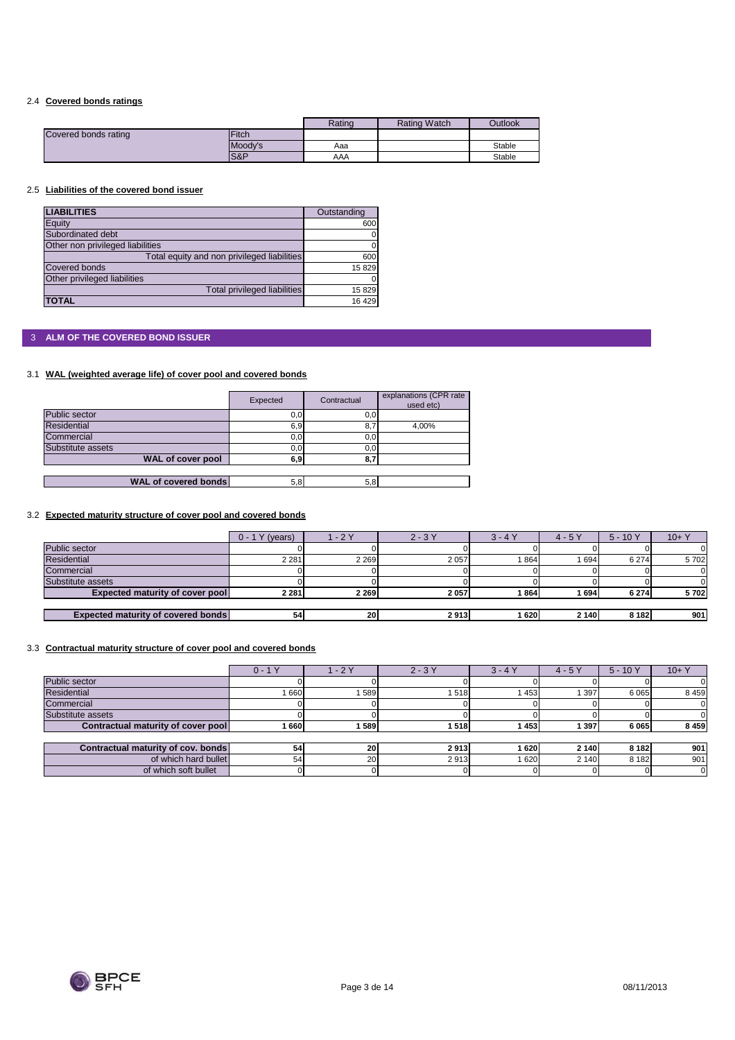### 2.4 Covered bonds ratings

| | | Rating | Rating Watch | Outlook |
|---|---|---|---|---|
| Covered bonds rating | Fitch | | | |
| | Moody's | Aaa | | Stable |
| | S&P | AAA | | Stable |

### 2.5 Liabilities of the covered bond issuer

| LIABILITIES | Outstanding |
|---|---|
| Equity | 600 |
| Subordinated debt | 0 |
| Other non privileged liabilities | 0 |
| Total equity and non privileged liabilities | 600 |
| Covered bonds | 15 829 |
| Other privileged liabilities | 0 |
| Total privileged liabilities | 15 829 |
| **TOTAL** | 16 429 |

## 3 ALM OF THE COVERED BOND ISSUER

### 3.1 WAL (weighted average life) of cover pool and covered bonds

| | Expected | Contractual | explanations (CPR rate used etc) |
|---|---|---|---|
| Public sector | 0,0 | 0,0 | |
| Residential | 6,9 | 8,7 | 4,00% |
| Commercial | 0,0 | 0,0 | |
| Substitute assets | 0,0 | 0,0 | |
| **WAL of cover pool** | **6,9** | **8,7** | |
| **WAL of covered bonds** | 5,8 | 5,8 | |

### 3.2 Expected maturity structure of cover pool and covered bonds

| | 0 - 1 Y (years) | 1 - 2 Y | 2 - 3 Y | 3 - 4 Y | 4 - 5 Y | 5 - 10 Y | 10+ Y |
|---|---|---|---|---|---|---|---|
| Public sector | 0 | 0 | 0 | 0 | 0 | 0 | 0 |
| Residential | 2 281 | 2 269 | 2 057 | 1 864 | 1 694 | 6 274 | 5 702 |
| Commercial | 0 | 0 | 0 | 0 | 0 | 0 | 0 |
| Substitute assets | 0 | 0 | 0 | 0 | 0 | 0 | 0 |
| **Expected maturity of cover pool** | **2 281** | **2 269** | **2 057** | **1 864** | **1 694** | **6 274** | **5 702** |
| **Expected maturity of covered bonds** | **54** | **20** | **2 913** | **1 620** | **2 140** | **8 182** | **901** |

### 3.3 Contractual maturity structure of cover pool and covered bonds

| | 0 - 1 Y | 1 - 2 Y | 2 - 3 Y | 3 - 4 Y | 4 - 5 Y | 5 - 10 Y | 10+ Y |
|---|---|---|---|---|---|---|---|
| Public sector | 0 | 0 | 0 | 0 | 0 | 0 | 0 |
| Residential | 1 660 | 1 589 | 1 518 | 1 453 | 1 397 | 6 065 | 8 459 |
| Commercial | 0 | 0 | 0 | 0 | 0 | 0 | 0 |
| Substitute assets | 0 | 0 | 0 | 0 | 0 | 0 | 0 |
| **Contractual maturity of cover pool** | **1 660** | **1 589** | **1 518** | **1 453** | **1 397** | **6 065** | **8 459** |
| **Contractual maturity of cov. bonds** | **54** | **20** | **2 913** | **1 620** | **2 140** | **8 182** | **901** |
| of which hard bullet | 54 | 20 | 2 913 | 1 620 | 2 140 | 8 182 | 901 |
| of which soft bullet | 0 | 0 | 0 | 0 | 0 | 0 | 0 |

08/11/2013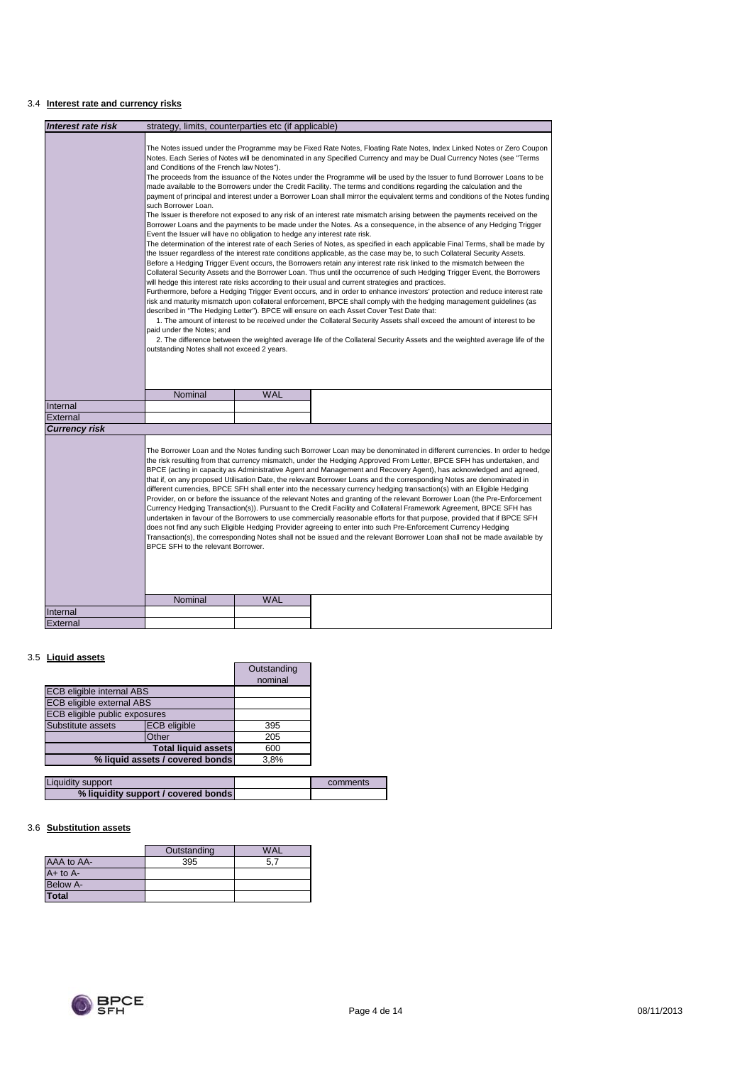## 3.4 Interest rate and currency risks

| Interest rate risk | strategy, limits, counterparties etc (if applicable) | | |
|---|---|---|---|
| | The Notes issued under the Programme may be Fixed Rate Notes, Floating Rate Notes, Index Linked Notes or Zero Coupon Notes. Each Series of Notes will be denominated in any Specified Currency and may be Dual Currency Notes (see "Terms and Conditions of the French law Notes"). The proceeds from the issuance of the Notes under the Programme will be used by the Issuer to fund Borrower Loans to be made available to the Borrowers under the Credit Facility. The terms and conditions regarding the calculation and the payment of principal and interest under a Borrower Loan shall mirror the equivalent terms and conditions of the Notes funding such Borrower Loan. The Issuer is therefore not exposed to any risk of an interest rate mismatch arising between the payments received on the Borrower Loans and the payments to be made under the Notes. As a consequence, in the absence of any Hedging Trigger Event the Issuer will have no obligation to hedge any interest rate risk. The determination of the interest rate of each Series of Notes, as specified in each applicable Final Terms, shall be made by the Issuer regardless of the interest rate conditions applicable, as the case may be, to such Collateral Security Assets. Before a Hedging Trigger Event occurs, the Borrowers retain any interest rate risk linked to the mismatch between the Collateral Security Assets and the Borrower Loan. Thus until the occurrence of such Hedging Trigger Event, the Borrowers will hedge this interest rate risks according to their usual and current strategies and practices. Furthermore, before a Hedging Trigger Event occurs, and in order to enhance investors' protection and reduce interest rate risk and maturity mismatch upon collateral enforcement, BPCE shall comply with the hedging management guidelines (as described in "The Hedging Letter"). BPCE will ensure on each Asset Cover Test Date that: 1. The amount of interest to be received under the Collateral Security Assets shall exceed the amount of interest to be paid under the Notes; and 2. The difference between the weighted average life of the Collateral Security Assets and the weighted average life of the outstanding Notes shall not exceed 2 years. | | |
| | Nominal | WAL | |
| Internal | | | |
| External | | | |
| **Currency risk** | | | |
| | The Borrower Loan and the Notes funding such Borrower Loan may be denominated in different currencies. In order to hedge the risk resulting from that currency mismatch, under the Hedging Approved From Letter, BPCE SFH has undertaken, and BPCE (acting in capacity as Administrative Agent and Management and Recovery Agent), has acknowledged and agreed, that if, on any proposed Utilisation Date, the relevant Borrower Loans and the corresponding Notes are denominated in different currencies, BPCE SFH shall enter into the necessary currency hedging transaction(s) with an Eligible Hedging Provider, on or before the issuance of the relevant Notes and granting of the relevant Borrower Loan (the Pre-Enforcement Currency Hedging Transaction(s)). Pursuant to the Credit Facility and Collateral Framework Agreement, BPCE SFH has undertaken in favour of the Borrowers to use commercially reasonable efforts for that purpose, provided that if BPCE SFH does not find any such Eligible Hedging Provider agreeing to enter into such Pre-Enforcement Currency Hedging Transaction(s), the corresponding Notes shall not be issued and the relevant Borrower Loan shall not be made available by BPCE SFH to the relevant Borrower. | | |
| | Nominal | WAL | |
| Internal | | | |
| External | | | |

## 3.5 Liquid assets

| | | Outstanding nominal |
|---|---|---|
| ECB eligible internal ABS | | |
| ECB eligible external ABS | | |
| ECB eligible public exposures | | |
| Substitute assets | ECB eligible | 395 |
| | Other | 205 |
| | **Total liquid assets** | 600 |
| | **% liquid assets / covered bonds** | 3,8% |

| Liquidity support | | comments |
|---|---|---|
| **% liquidity support / covered bonds** | | |

## 3.6 Substitution assets

| | Outstanding | WAL |
|---|---|---|
| AAA to AA- | 395 | 5,7 |
| A+ to A- | | |
| Below A- | | |
| **Total** | | |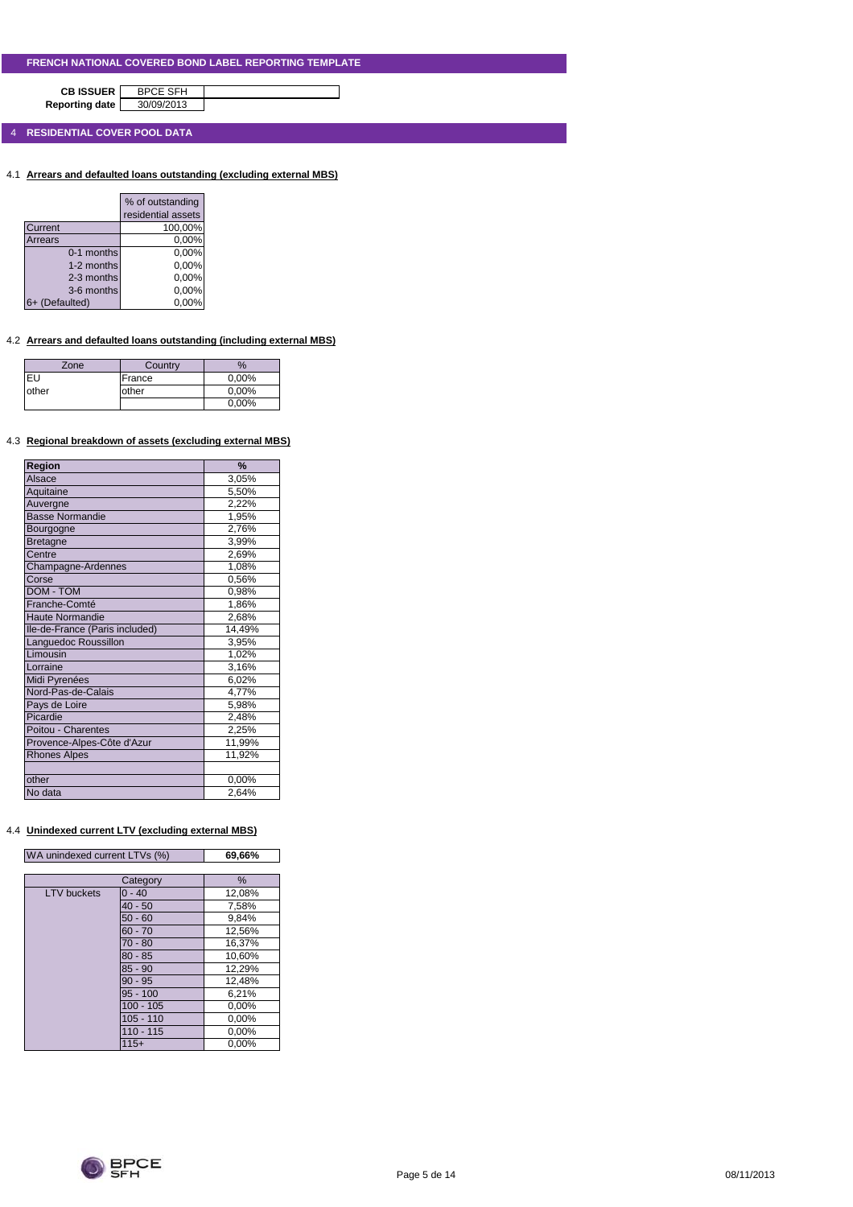# FRENCH NATIONAL COVERED BOND LABEL REPORTING TEMPLATE

**CB ISSUER** BPCE SFH
**Reporting date** 30/09/2013

## 4 RESIDENTIAL COVER POOL DATA

### 4.1 Arrears and defaulted loans outstanding (excluding external MBS)

| | % of outstanding residential assets |
|---|---|
| Current | 100,00% |
| Arrears | 0,00% |
| 0-1 months | 0,00% |
| 1-2 months | 0,00% |
| 2-3 months | 0,00% |
| 3-6 months | 0,00% |
| 6+ (Defaulted) | 0,00% |

### 4.2 Arrears and defaulted loans outstanding (including external MBS)

| Zone | Country | % |
|---|---|---|
| EU | France | 0,00% |
| other | other | 0,00% |
| | | 0,00% |

### 4.3 Regional breakdown of assets (excluding external MBS)

| Region | % |
|---|---|
| Alsace | 3,05% |
| Aquitaine | 5,50% |
| Auvergne | 2,22% |
| Basse Normandie | 1,95% |
| Bourgogne | 2,76% |
| Bretagne | 3,99% |
| Centre | 2,69% |
| Champagne-Ardennes | 1,08% |
| Corse | 0,56% |
| DOM - TOM | 0,98% |
| Franche-Comté | 1,86% |
| Haute Normandie | 2,68% |
| Ile-de-France (Paris included) | 14,49% |
| Languedoc Roussillon | 3,95% |
| Limousin | 1,02% |
| Lorraine | 3,16% |
| Midi Pyrénées | 6,02% |
| Nord-Pas-de-Calais | 4,77% |
| Pays de Loire | 5,98% |
| Picardie | 2,48% |
| Poitou - Charentes | 2,25% |
| Provence-Alpes-Côte d'Azur | 11,99% |
| Rhones Alpes | 11,92% |
| | |
| other | 0,00% |
| No data | 2,64% |

### 4.4 Unindexed current LTV (excluding external MBS)

| WA unindexed current LTVs (%) | **69,66%** |
|---|---|

| | Category | % |
|---|---|---|
| LTV buckets | 0 - 40 | 12,08% |
| | 40 - 50 | 7,58% |
| | 50 - 60 | 9,84% |
| | 60 - 70 | 12,56% |
| | 70 - 80 | 16,37% |
| | 80 - 85 | 10,60% |
| | 85 - 90 | 12,29% |
| | 90 - 95 | 12,48% |
| | 95 - 100 | 6,21% |
| | 100 - 105 | 0,00% |
| | 105 - 110 | 0,00% |
| | 110 - 115 | 0,00% |
| | 115+ | 0,00% |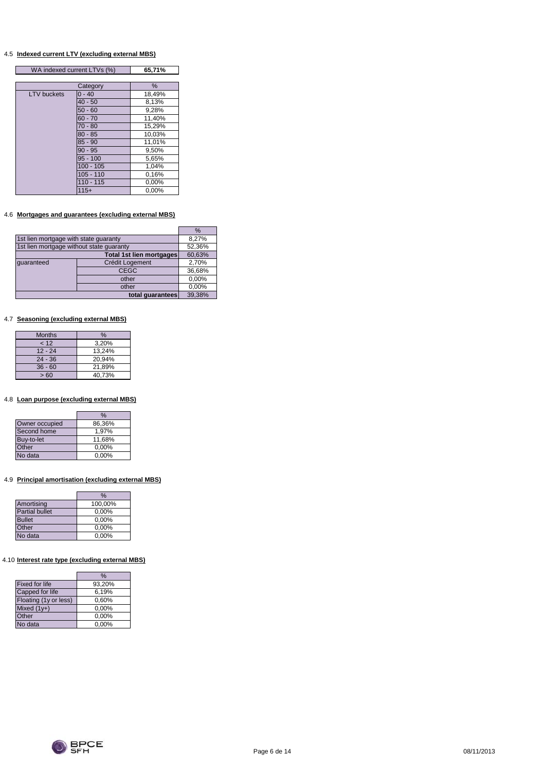4.5 **Indexed current LTV (excluding external MBS)**

| WA indexed current LTVs (%) | **65,71%** |
|---|---|

| | Category | % |
|---|---|---|
| LTV buckets | 0 - 40 | 18,49% |
| | 40 - 50 | 8,13% |
| | 50 - 60 | 9,28% |
| | 60 - 70 | 11,40% |
| | 70 - 80 | 15,29% |
| | 80 - 85 | 10,03% |
| | 85 - 90 | 11,01% |
| | 90 - 95 | 9,50% |
| | 95 - 100 | 5,65% |
| | 100 - 105 | 1,04% |
| | 105 - 110 | 0,16% |
| | 110 - 115 | 0,00% |
| | 115+ | 0,00% |

4.6 **Mortgages and guarantees (excluding external MBS)**

| | | % |
|---|---|---|
| 1st lien mortgage with state guaranty | | 8,27% |
| 1st lien mortgage without state guaranty | | 52,36% |
| | **Total 1st lien mortgages** | 60,63% |
| guaranteed | Crédit Logement | 2,70% |
| | CEGC | 36,68% |
| | other | 0,00% |
| | other | 0,00% |
| | **total guarantees** | 39,38% |

4.7 **Seasoning (excluding external MBS)**

| Months | % |
|---|---|
| < 12 | 3,20% |
| 12 - 24 | 13,24% |
| 24 - 36 | 20,94% |
| 36 - 60 | 21,89% |
| > 60 | 40,73% |

4.8 **Loan purpose (excluding external MBS)**

| | % |
|---|---|
| Owner occupied | 86,36% |
| Second home | 1,97% |
| Buy-to-let | 11,68% |
| Other | 0,00% |
| No data | 0,00% |

4.9 **Principal amortisation (excluding external MBS)**

| | % |
|---|---|
| Amortising | 100,00% |
| Partial bullet | 0,00% |
| Bullet | 0,00% |
| Other | 0,00% |
| No data | 0,00% |

4.10 **Interest rate type (excluding external MBS)**

| | % |
|---|---|
| Fixed for life | 93,20% |
| Capped for life | 6,19% |
| Floating (1y or less) | 0,60% |
| Mixed (1y+) | 0,00% |
| Other | 0,00% |
| No data | 0,00% |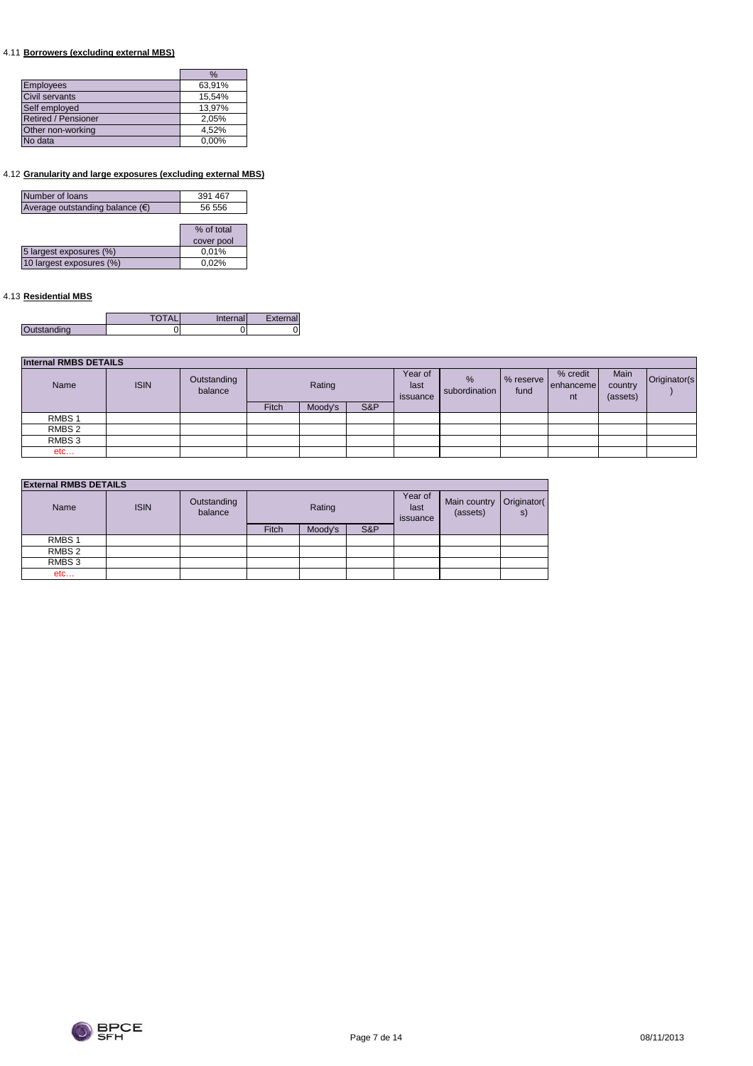### 4.11 **Borrowers (excluding external MBS)**

| | % |
|---|---|
| Employees | 63,91% |
| Civil servants | 15,54% |
| Self employed | 13,97% |
| Retired / Pensioner | 2,05% |
| Other non-working | 4,52% |
| No data | 0,00% |

### 4.12 **Granularity and large exposures (excluding external MBS)**

| | |
|---|---|
| Number of loans | 391 467 |
| Average outstanding balance (€) | 56 556 |

| | % of total cover pool |
|---|---|
| 5 largest exposures (%) | 0,01% |
| 10 largest exposures (%) | 0,02% |

### 4.13 **Residential MBS**

| | TOTAL | Internal | External |
|---|---|---|---|
| Outstanding | 0 | 0 | 0 |

**Internal RMBS DETAILS**

| Name | ISIN | Outstanding balance | Rating | | | Year of last issuance | % subordination | % reserve fund | % credit enhancement | Main country (assets) | Originator(s) |
|---|---|---|---|---|---|---|---|---|---|---|---|
| | | | Fitch | Moody's | S&P | | | | | | |
| RMBS 1 | | | | | | | | | | | |
| RMBS 2 | | | | | | | | | | | |
| RMBS 3 | | | | | | | | | | | |
| etc… | | | | | | | | | | | |

**External RMBS DETAILS**

| Name | ISIN | Outstanding balance | Rating | | | Year of last issuance | Main country (assets) | Originator(s) |
|---|---|---|---|---|---|---|---|---|
| | | | Fitch | Moody's | S&P | | | |
| RMBS 1 | | | | | | | | |
| RMBS 2 | | | | | | | | |
| RMBS 3 | | | | | | | | |
| etc… | | | | | | | | |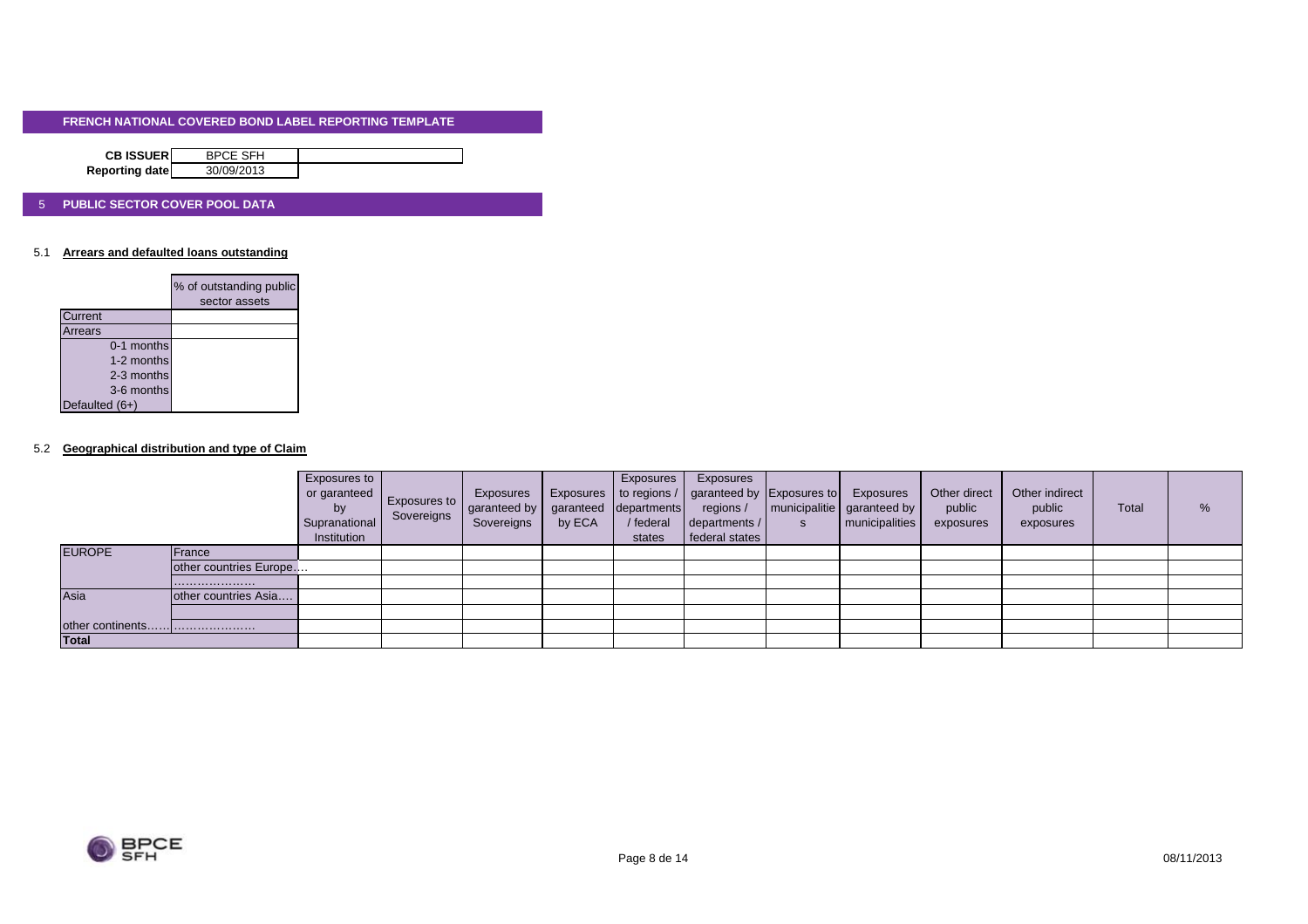## FRENCH NATIONAL COVERED BOND LABEL REPORTING TEMPLATE

| | | |
|---|---|---|
| **CB ISSUER** | BPCE SFH | |
| **Reporting date** | 30/09/2013 | |

## 5 PUBLIC SECTOR COVER POOL DATA

### 5.1 Arrears and defaulted loans outstanding

| | % of outstanding public sector assets |
|---|---|
| Current | |
| Arrears | |
| 0-1 months | |
| 1-2 months | |
| 2-3 months | |
| 3-6 months | |
| Defaulted (6+) | |

### 5.2 Geographical distribution and type of Claim

| | | Exposures to or garanteed by Supranational Institution | Exposures to Sovereigns | Exposures garanteed by Sovereigns | Exposures garanteed by ECA | Exposures to regions / departments / federal states | Exposures garanteed by regions / departments / federal states | Exposures to municipalities | Exposures garanteed by municipalities | Other direct public exposures | Other indirect public exposures | Total | % |
|---|---|---|---|---|---|---|---|---|---|---|---|---|---|
| EUROPE | France | | | | | | | | | | | | |
| | other countries Europe.... | | | | | | | | | | | | |
| | ………………… | | | | | | | | | | | | |
| Asia | other countries Asia.... | | | | | | | | | | | | |
| | | | | | | | | | | | | | |
| other continents…… | ………………… | | | | | | | | | | | | |
| **Total** | | | | | | | | | | | | | |

08/11/2013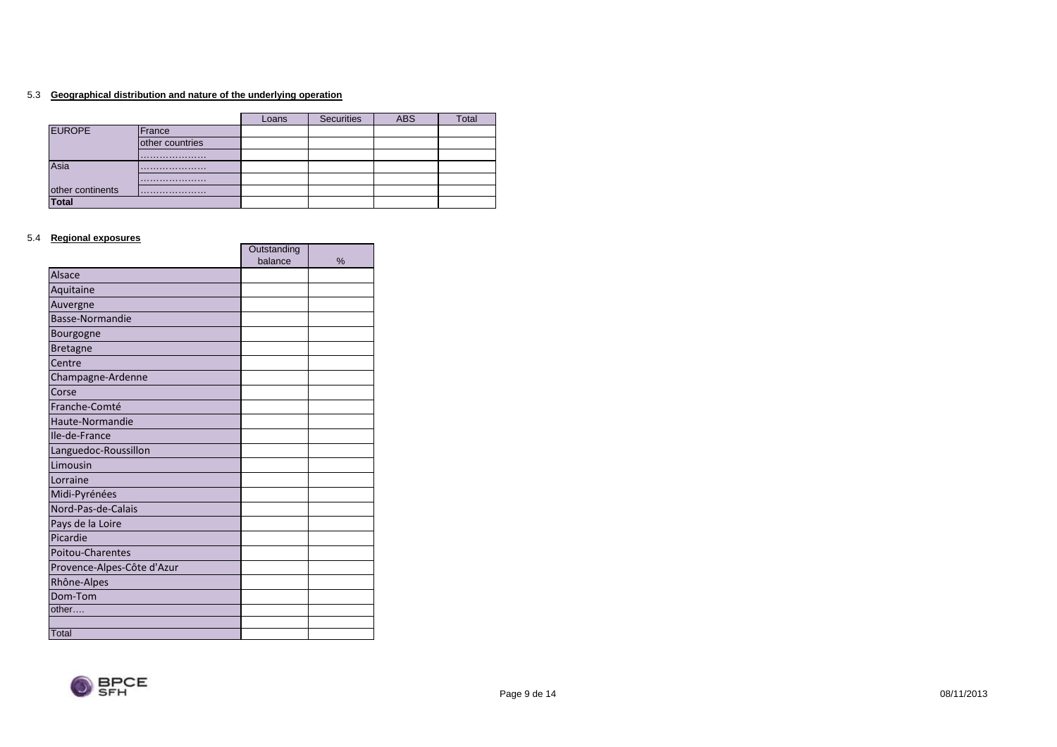5.3 **Geographical distribution and nature of the underlying operation**

| | | Loans | Securities | ABS | Total |
|---|---|---|---|---|---|
| EUROPE | France | | | | |
| | other countries | | | | |
| | ………………… | | | | |
| Asia | ………………… | | | | |
| | ………………… | | | | |
| other continents | ………………… | | | | |
| **Total** | | | | | |

5.4 **Regional exposures**

| | Outstanding balance | % |
|---|---|---|
| Alsace | | |
| Aquitaine | | |
| Auvergne | | |
| Basse-Normandie | | |
| Bourgogne | | |
| Bretagne | | |
| Centre | | |
| Champagne-Ardenne | | |
| Corse | | |
| Franche-Comté | | |
| Haute-Normandie | | |
| Ile-de-France | | |
| Languedoc-Roussillon | | |
| Limousin | | |
| Lorraine | | |
| Midi-Pyrénées | | |
| Nord-Pas-de-Calais | | |
| Pays de la Loire | | |
| Picardie | | |
| Poitou-Charentes | | |
| Provence-Alpes-Côte d'Azur | | |
| Rhône-Alpes | | |
| Dom-Tom | | |
| other…. | | |
| | | |
| Total | | |

08/11/2013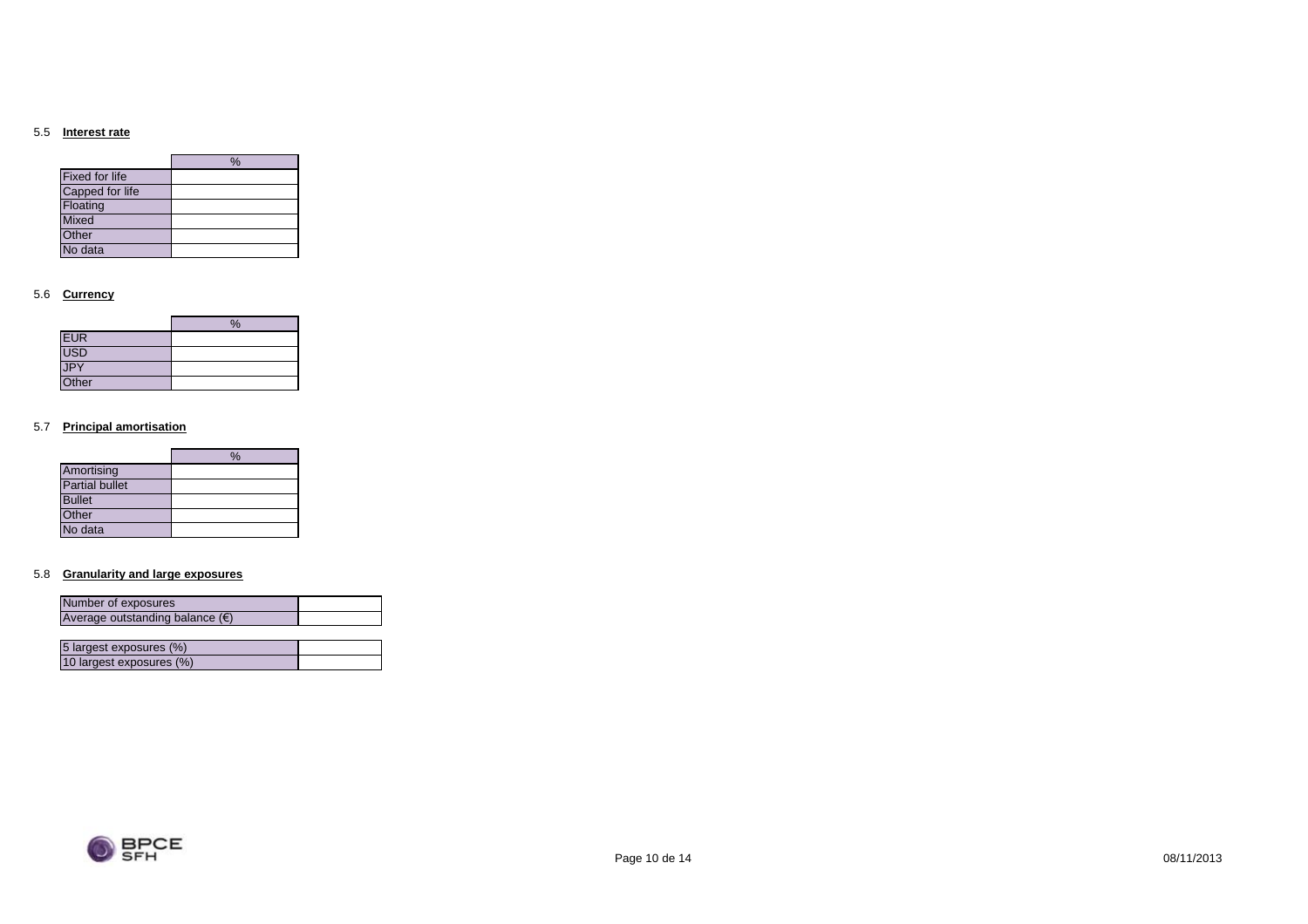## 5.5 Interest rate

| | % |
|---|---|
| Fixed for life | |
| Capped for life | |
| Floating | |
| Mixed | |
| Other | |
| No data | |

## 5.6 Currency

| | % |
|---|---|
| EUR | |
| USD | |
| JPY | |
| Other | |

## 5.7 Principal amortisation

| | % |
|---|---|
| Amortising | |
| Partial bullet | |
| Bullet | |
| Other | |
| No data | |

## 5.8 Granularity and large exposures

| | |
|---|---|
| Number of exposures | |
| Average outstanding balance (€) | |

| | |
|---|---|
| 5 largest exposures (%) | |
| 10 largest exposures (%) | |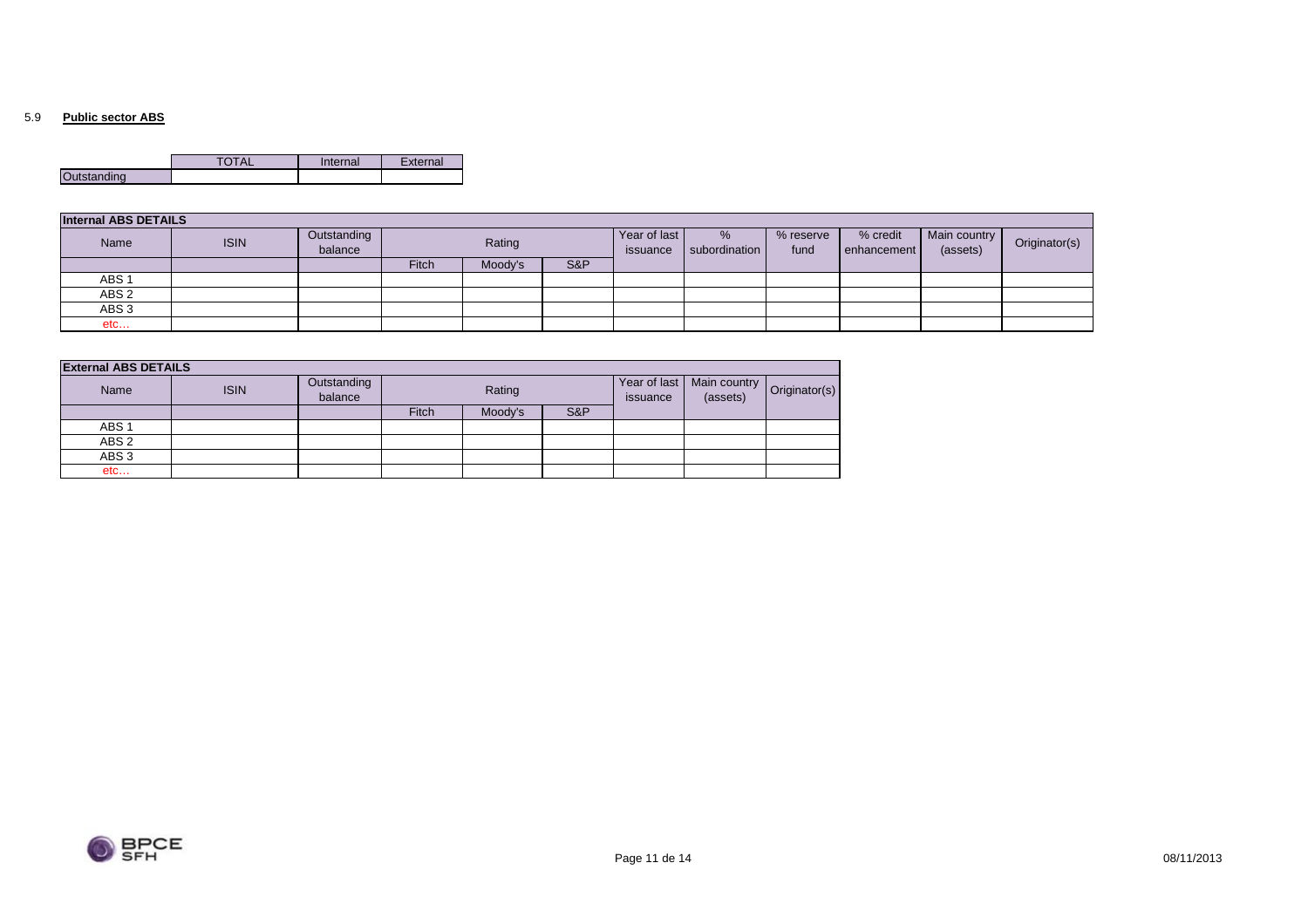## 5.9 Public sector ABS

| | TOTAL | Internal | External |
|---|---|---|---|
| Outstanding | | | |

**Internal ABS DETAILS**

| Name | ISIN | Outstanding balance | Rating | | | Year of last issuance | % subordination | % reserve fund | % credit enhancement | Main country (assets) | Originator(s) |
|---|---|---|---|---|---|---|---|---|---|---|---|
| | | | Fitch | Moody's | S&P | | | | | | |
| ABS 1 | | | | | | | | | | | |
| ABS 2 | | | | | | | | | | | |
| ABS 3 | | | | | | | | | | | |
| etc… | | | | | | | | | | | |

**External ABS DETAILS**

| Name | ISIN | Outstanding balance | Rating | | | Year of last issuance | Main country (assets) | Originator(s) |
|---|---|---|---|---|---|---|---|---|
| | | | Fitch | Moody's | S&P | | | |
| ABS 1 | | | | | | | | |
| ABS 2 | | | | | | | | |
| ABS 3 | | | | | | | | |
| etc… | | | | | | | | |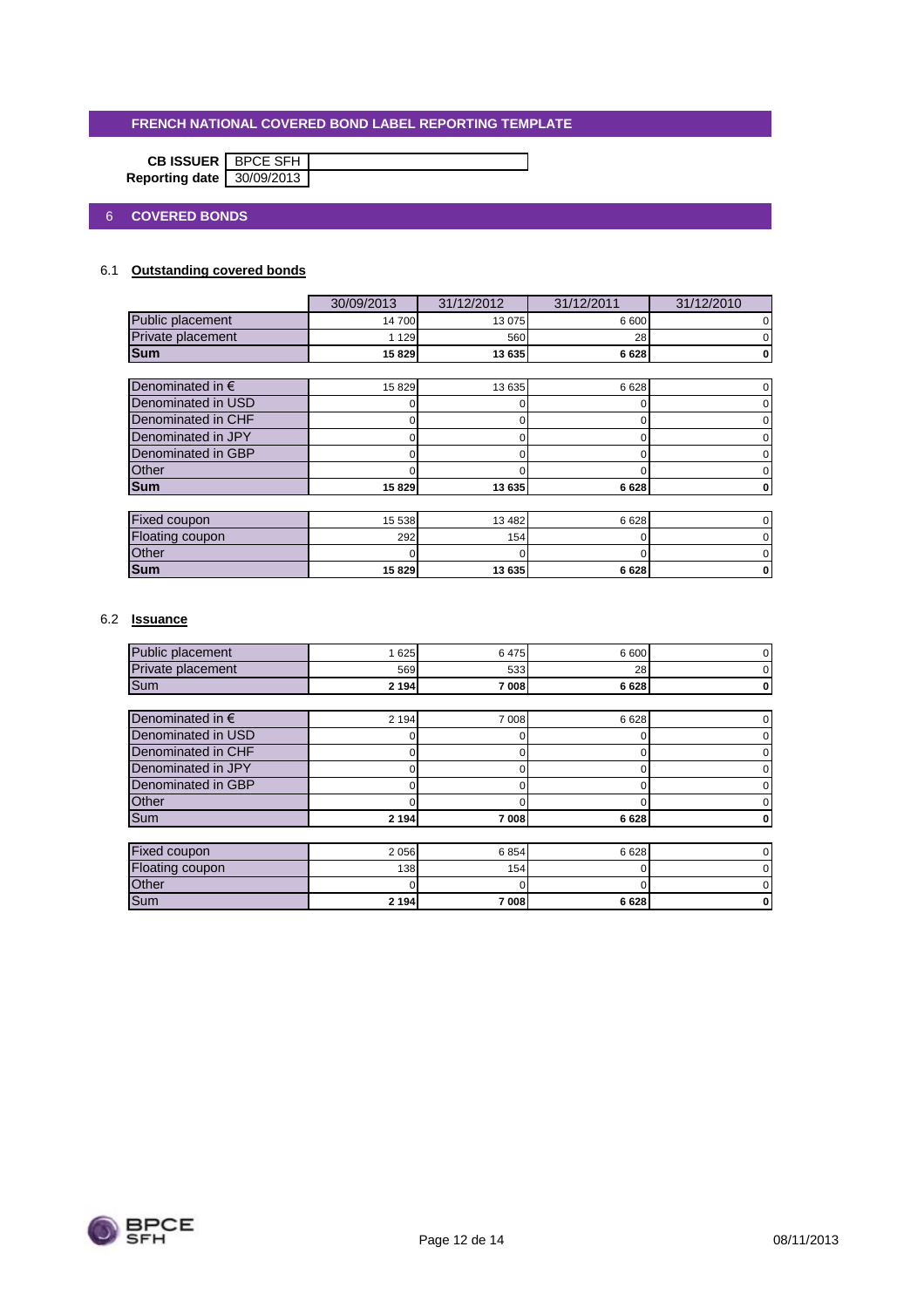# FRENCH NATIONAL COVERED BOND LABEL REPORTING TEMPLATE

**CB ISSUER** BPCE SFH
**Reporting date** 30/09/2013

## 6 COVERED BONDS

### 6.1 Outstanding covered bonds

| | 30/09/2013 | 31/12/2012 | 31/12/2011 | 31/12/2010 |
|---|---|---|---|---|
| Public placement | 14 700 | 13 075 | 6 600 | 0 |
| Private placement | 1 129 | 560 | 28 | 0 |
| **Sum** | **15 829** | **13 635** | **6 628** | **0** |
| | | | | |
| Denominated in € | 15 829 | 13 635 | 6 628 | 0 |
| Denominated in USD | 0 | 0 | 0 | 0 |
| Denominated in CHF | 0 | 0 | 0 | 0 |
| Denominated in JPY | 0 | 0 | 0 | 0 |
| Denominated in GBP | 0 | 0 | 0 | 0 |
| Other | 0 | 0 | 0 | 0 |
| **Sum** | **15 829** | **13 635** | **6 628** | **0** |
| | | | | |
| Fixed coupon | 15 538 | 13 482 | 6 628 | 0 |
| Floating coupon | 292 | 154 | 0 | 0 |
| Other | 0 | 0 | 0 | 0 |
| **Sum** | **15 829** | **13 635** | **6 628** | **0** |

### 6.2 Issuance

| | 30/09/2013 | 31/12/2012 | 31/12/2011 | 31/12/2010 |
|---|---|---|---|---|
| Public placement | 1 625 | 6 475 | 6 600 | 0 |
| Private placement | 569 | 533 | 28 | 0 |
| Sum | **2 194** | **7 008** | **6 628** | **0** |
| | | | | |
| Denominated in € | 2 194 | 7 008 | 6 628 | 0 |
| Denominated in USD | 0 | 0 | 0 | 0 |
| Denominated in CHF | 0 | 0 | 0 | 0 |
| Denominated in JPY | 0 | 0 | 0 | 0 |
| Denominated in GBP | 0 | 0 | 0 | 0 |
| Other | 0 | 0 | 0 | 0 |
| Sum | **2 194** | **7 008** | **6 628** | **0** |
| | | | | |
| Fixed coupon | 2 056 | 6 854 | 6 628 | 0 |
| Floating coupon | 138 | 154 | 0 | 0 |
| Other | 0 | 0 | 0 | 0 |
| Sum | **2 194** | **7 008** | **6 628** | **0** |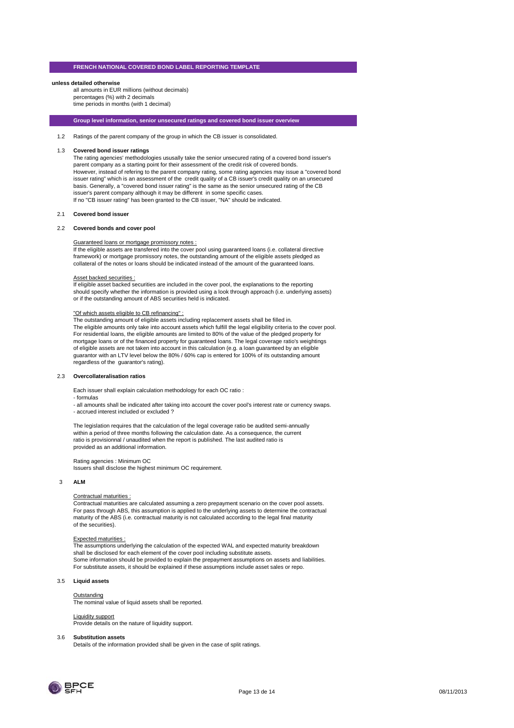## FRENCH NATIONAL COVERED BOND LABEL REPORTING TEMPLATE

**unless detailed otherwise**

all amounts in EUR millions (without decimals)
percentages (%) with 2 decimals
time periods in months (with 1 decimal)

### Group level information, senior unsecured ratings and covered bond issuer overview

1.2 Ratings of the parent company of the group in which the CB issuer is consolidated.

1.3 **Covered bond issuer ratings**

The rating agencies' methodologies ususally take the senior unsecured rating of a covered bond issuer's parent company as a starting point for their assessment of the credit risk of covered bonds.
However, instead of refering to the parent company rating, some rating agencies may issue a "covered bond issuer rating" which is an assessment of the credit quality of a CB issuer's credit quality on an unsecured basis. Generally, a "covered bond issuer rating" is the same as the senior unsecured rating of the CB issuer's parent company although it may be different in some specific cases.
If no "CB issuer rating" has been granted to the CB issuer, "NA" should be indicated.

2.1 **Covered bond issuer**

2.2 **Covered bonds and cover pool**

Guaranteed loans or mortgage promissory notes :
If the eligible assets are transfered into the cover pool using guaranteed loans (i.e. collateral directive framework) or mortgage promissory notes, the outstanding amount of the eligible assets pledged as collateral of the notes or loans should be indicated instead of the amount of the guaranteed loans.

Asset backed securities :
If eligible asset backed securities are included in the cover pool, the explanations to the reporting should specify whether the information is provided using a look through approach (i.e. underlying assets) or if the outstanding amount of ABS securities held is indicated.

"Of which assets eligible to CB refinancing" :
The outstanding amount of eligible assets including replacement assets shall be filled in.
The eligible amounts only take into account assets which fulfill the legal eligibility criteria to the cover pool.
For residential loans, the eligible amounts are limited to 80% of the value of the pledged property for mortgage loans or of the financed property for guaranteed loans. The legal coverage ratio's weightings of eligible assets are not taken into account in this calculation (e.g. a loan guaranteed by an eligible guarantor with an LTV level below the 80% / 60% cap is entered for 100% of its outstanding amount regardless of the guarantor's rating).

2.3 **Overcollateralisation ratios**

Each issuer shall explain calculation methodology for each OC ratio :
- formulas
- all amounts shall be indicated after taking into account the cover pool's interest rate or currency swaps.
- accrued interest included or excluded ?

The legislation requires that the calculation of the legal coverage ratio be audited semi-annually within a period of three months following the calculation date. As a consequence, the current ratio is provisionnal / unaudited when the report is published. The last audited ratio is provided as an additional information.

Rating agencies : Minimum OC
Issuers shall disclose the highest minimum OC requirement.

3 **ALM**

Contractual maturities :
Contractual maturities are calculated assuming a zero prepayment scenario on the cover pool assets. For pass through ABS, this assumption is applied to the underlying assets to determine the contractual maturity of the ABS (i.e. contractual maturity is not calculated according to the legal final maturity of the securities).

Expected maturities :
The assumptions underlying the calculation of the expected WAL and expected maturity breakdown shall be disclosed for each element of the cover pool including substitute assets.
Some information should be provided to explain the prepayment assumptions on assets and liabilities.
For substitute assets, it should be explained if these assumptions include asset sales or repo.

3.5 **Liquid assets**

Outstanding
The nominal value of liquid assets shall be reported.

Liquidity support
Provide details on the nature of liquidity support.

3.6 **Substitution assets**

Details of the information provided shall be given in the case of split ratings.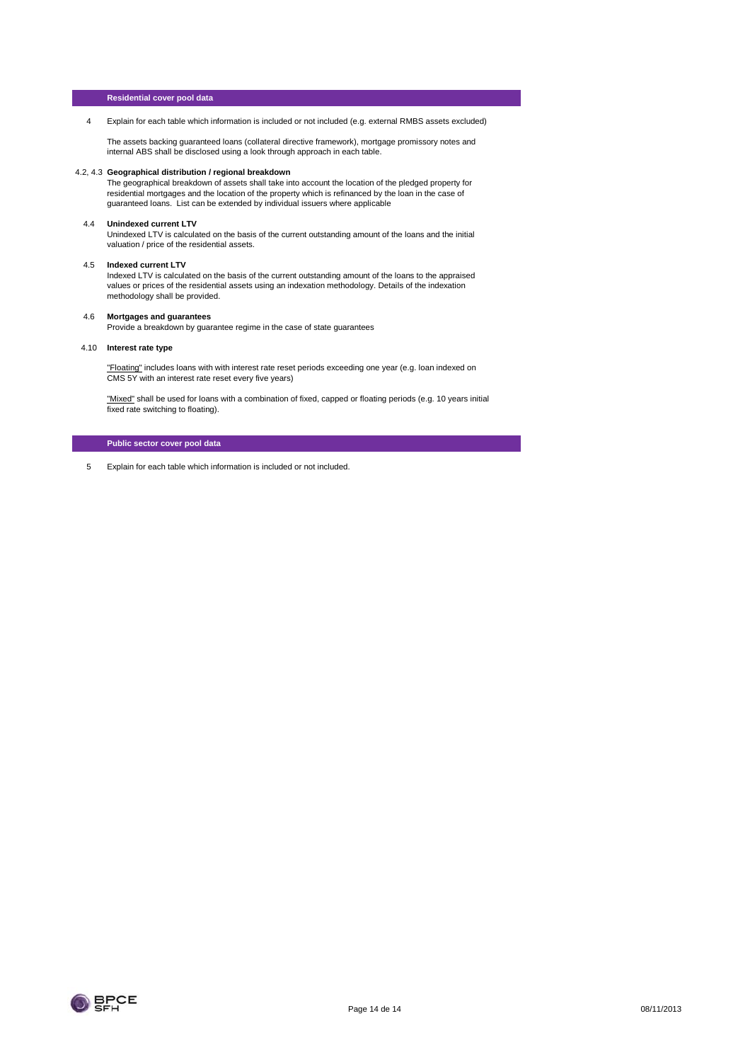## Residential cover pool data

4 Explain for each table which information is included or not included (e.g. external RMBS assets excluded)

The assets backing guaranteed loans (collateral directive framework), mortgage promissory notes and internal ABS shall be disclosed using a look through approach in each table.

4.2, 4.3 **Geographical distribution / regional breakdown**

The geographical breakdown of assets shall take into account the location of the pledged property for residential mortgages and the location of the property which is refinanced by the loan in the case of guaranteed loans. List can be extended by individual issuers where applicable

4.4 **Unindexed current LTV**

Unindexed LTV is calculated on the basis of the current outstanding amount of the loans and the initial valuation / price of the residential assets.

4.5 **Indexed current LTV**

Indexed LTV is calculated on the basis of the current outstanding amount of the loans to the appraised values or prices of the residential assets using an indexation methodology. Details of the indexation methodology shall be provided.

4.6 **Mortgages and guarantees**

Provide a breakdown by guarantee regime in the case of state guarantees

4.10 **Interest rate type**

"Floating" includes loans with with interest rate reset periods exceeding one year (e.g. loan indexed on CMS 5Y with an interest rate reset every five years)

"Mixed" shall be used for loans with a combination of fixed, capped or floating periods (e.g. 10 years initial fixed rate switching to floating).

## Public sector cover pool data

5 Explain for each table which information is included or not included.